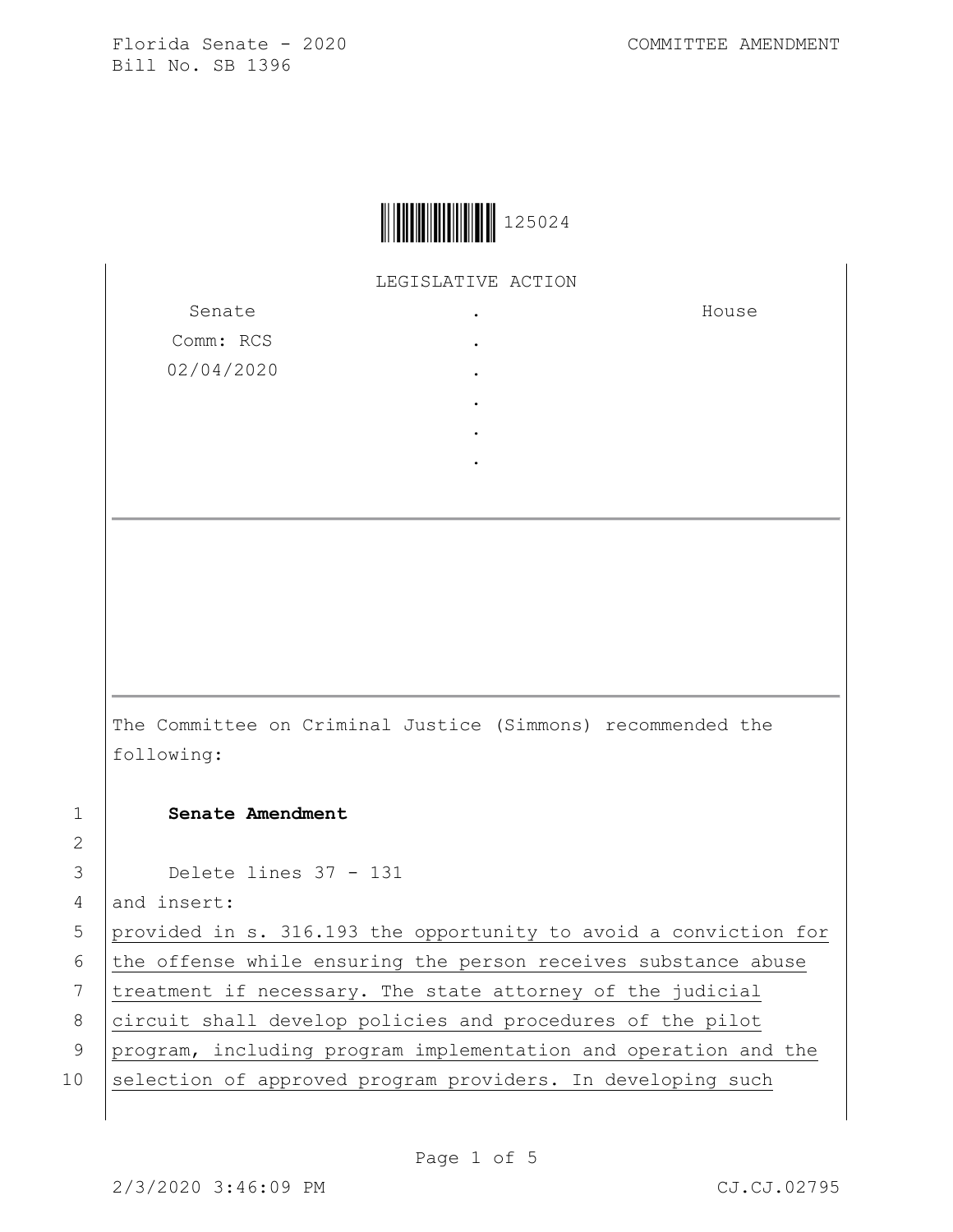Florida Senate - 2020
Bill No. SB 1396

COMMITTEE AMENDMENT

125024

LEGISLATIVE ACTION

| Senate | . | House |
|---|---|---|
| Comm: RCS | . | |
| 02/04/2020 | . | |
| | . | |
| | . | |
| | . | |

The Committee on Criminal Justice (Simmons) recommended the following:

1 **Senate Amendment**

2

3 Delete lines 37 - 131

4 and insert:

5 provided in s. 316.193 the opportunity to avoid a conviction for

6 the offense while ensuring the person receives substance abuse

7 treatment if necessary. The state attorney of the judicial

8 circuit shall develop policies and procedures of the pilot

9 program, including program implementation and operation and the

10 selection of approved program providers. In developing such

2/3/2020 3:46:09 PM CJ.CJ.02795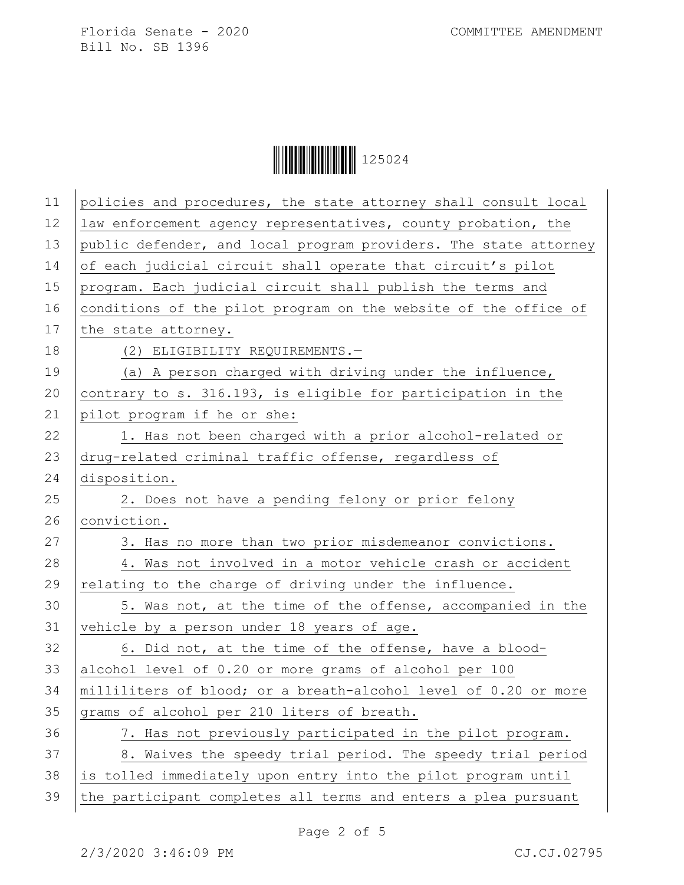policies and procedures, the state attorney shall consult local law enforcement agency representatives, county probation, the public defender, and local program providers. The state attorney of each judicial circuit shall operate that circuit's pilot program. Each judicial circuit shall publish the terms and conditions of the pilot program on the website of the office of the state attorney.

(2) ELIGIBILITY REQUIREMENTS.—

(a) A person charged with driving under the influence, contrary to s. 316.193, is eligible for participation in the pilot program if he or she:

1. Has not been charged with a prior alcohol-related or drug-related criminal traffic offense, regardless of disposition.

2. Does not have a pending felony or prior felony conviction.

3. Has no more than two prior misdemeanor convictions.

4. Was not involved in a motor vehicle crash or accident relating to the charge of driving under the influence.

5. Was not, at the time of the offense, accompanied in the vehicle by a person under 18 years of age.

6. Did not, at the time of the offense, have a blood-alcohol level of 0.20 or more grams of alcohol per 100 milliliters of blood; or a breath-alcohol level of 0.20 or more grams of alcohol per 210 liters of breath.

7. Has not previously participated in the pilot program.

8. Waives the speedy trial period. The speedy trial period is tolled immediately upon entry into the pilot program until the participant completes all terms and enters a plea pursuant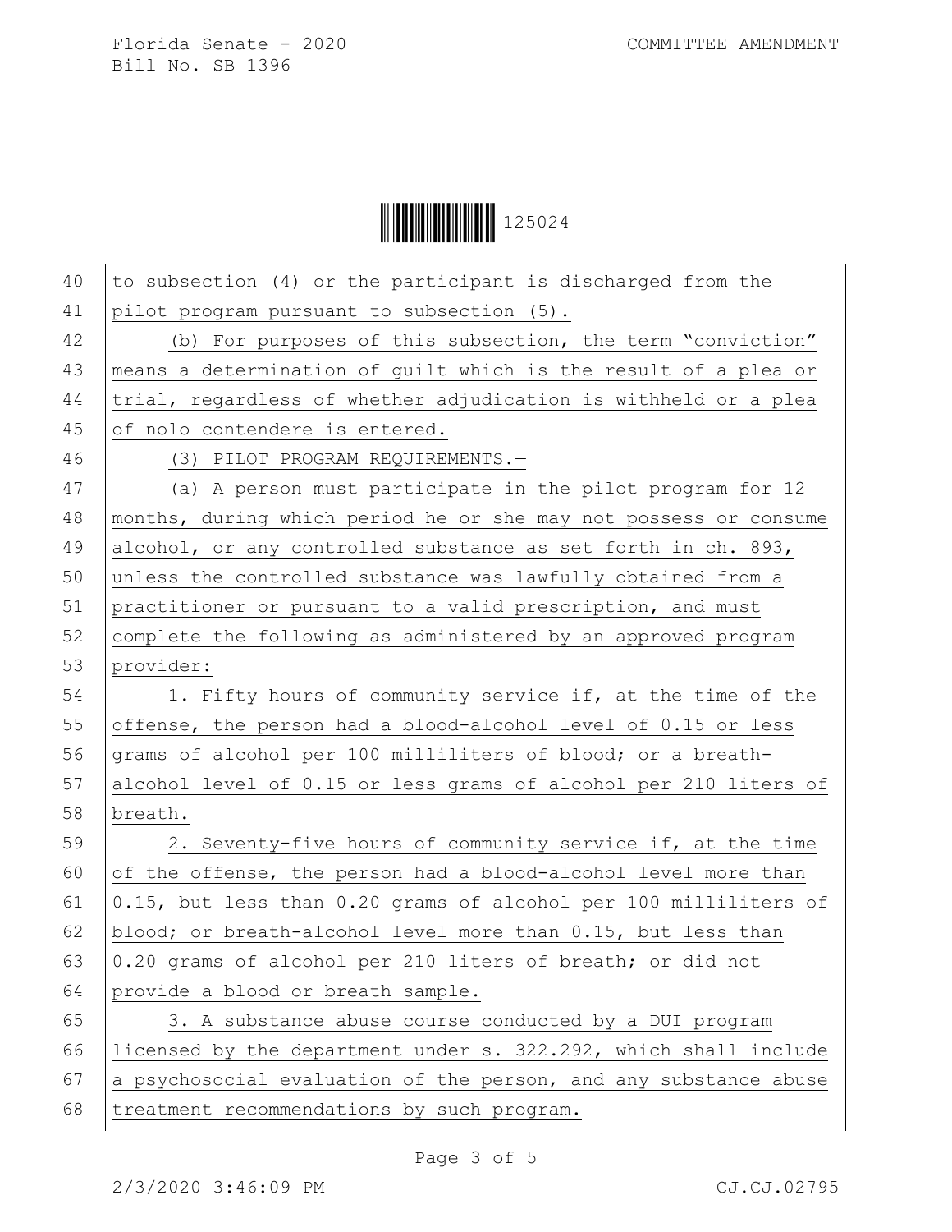to subsection (4) or the participant is discharged from the pilot program pursuant to subsection (5).

(b) For purposes of this subsection, the term "conviction" means a determination of guilt which is the result of a plea or trial, regardless of whether adjudication is withheld or a plea of nolo contendere is entered.

(3) PILOT PROGRAM REQUIREMENTS.—

(a) A person must participate in the pilot program for 12 months, during which period he or she may not possess or consume alcohol, or any controlled substance as set forth in ch. 893, unless the controlled substance was lawfully obtained from a practitioner or pursuant to a valid prescription, and must complete the following as administered by an approved program provider:

1. Fifty hours of community service if, at the time of the offense, the person had a blood-alcohol level of 0.15 or less grams of alcohol per 100 milliliters of blood; or a breath-alcohol level of 0.15 or less grams of alcohol per 210 liters of breath.

2. Seventy-five hours of community service if, at the time of the offense, the person had a blood-alcohol level more than 0.15, but less than 0.20 grams of alcohol per 100 milliliters of blood; or breath-alcohol level more than 0.15, but less than 0.20 grams of alcohol per 210 liters of breath; or did not provide a blood or breath sample.

3. A substance abuse course conducted by a DUI program licensed by the department under s. 322.292, which shall include a psychosocial evaluation of the person, and any substance abuse treatment recommendations by such program.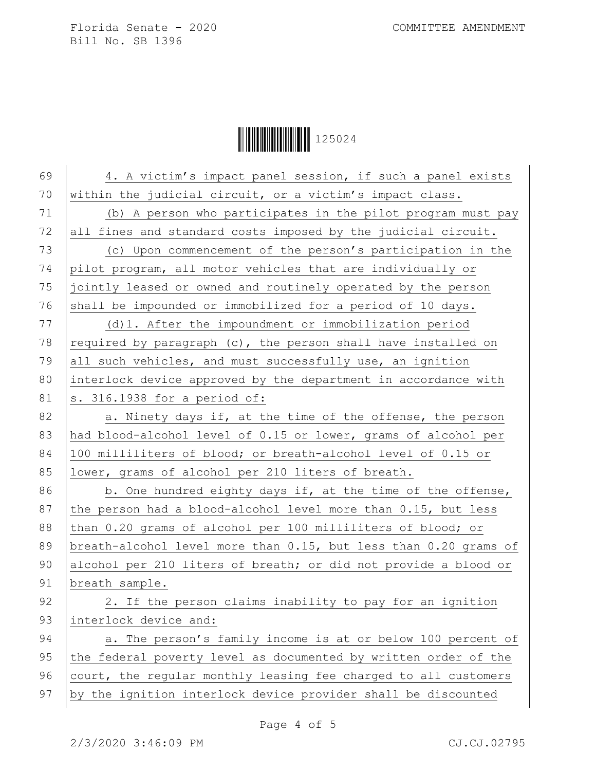4. A victim's impact panel session, if such a panel exists within the judicial circuit, or a victim's impact class.

(b) A person who participates in the pilot program must pay all fines and standard costs imposed by the judicial circuit.

(c) Upon commencement of the person's participation in the pilot program, all motor vehicles that are individually or jointly leased or owned and routinely operated by the person shall be impounded or immobilized for a period of 10 days.

(d)1. After the impoundment or immobilization period required by paragraph (c), the person shall have installed on all such vehicles, and must successfully use, an ignition interlock device approved by the department in accordance with s. 316.1938 for a period of:

a. Ninety days if, at the time of the offense, the person had blood-alcohol level of 0.15 or lower, grams of alcohol per 100 milliliters of blood; or breath-alcohol level of 0.15 or lower, grams of alcohol per 210 liters of breath.

b. One hundred eighty days if, at the time of the offense, the person had a blood-alcohol level more than 0.15, but less than 0.20 grams of alcohol per 100 milliliters of blood; or breath-alcohol level more than 0.15, but less than 0.20 grams of alcohol per 210 liters of breath; or did not provide a blood or breath sample.

2. If the person claims inability to pay for an ignition interlock device and:

a. The person's family income is at or below 100 percent of the federal poverty level as documented by written order of the court, the regular monthly leasing fee charged to all customers by the ignition interlock device provider shall be discounted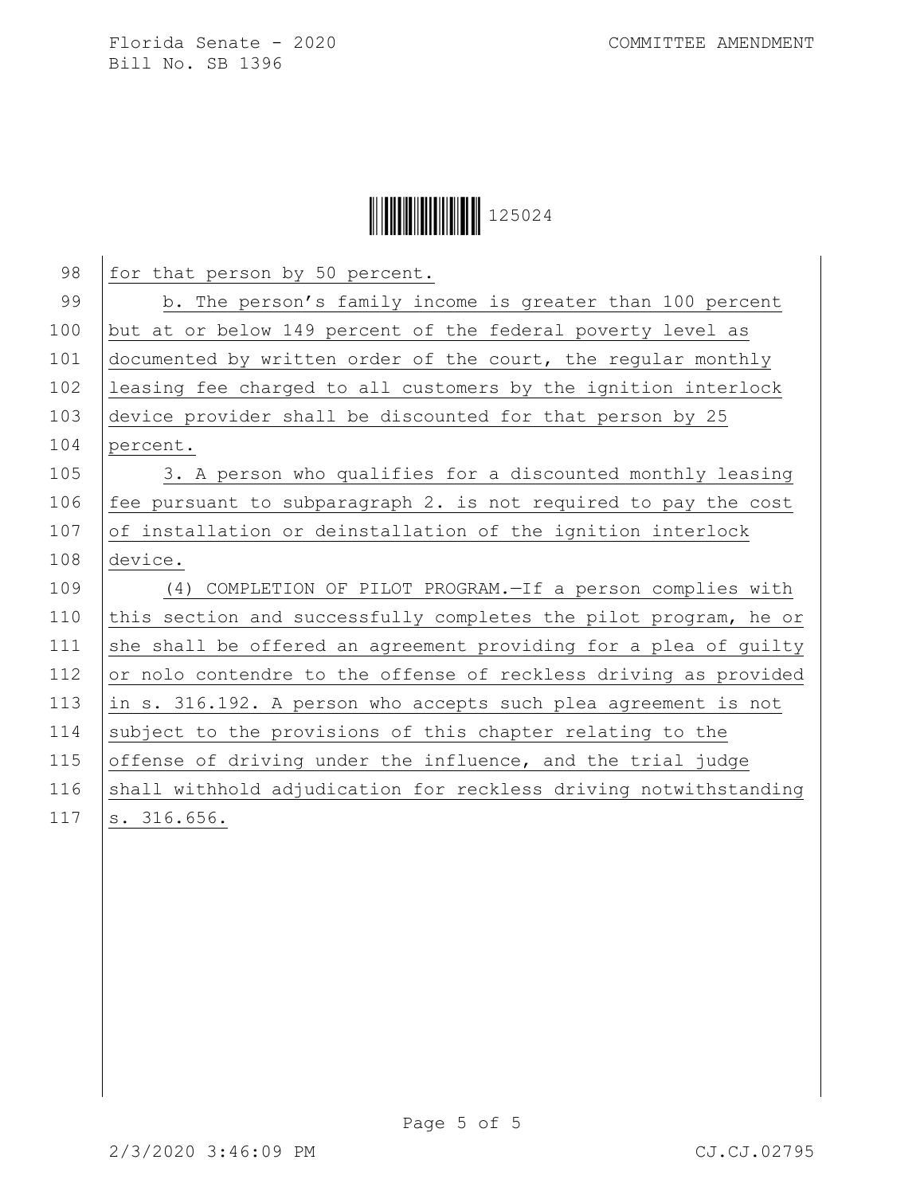for that person by 50 percent.

b. The person's family income is greater than 100 percent but at or below 149 percent of the federal poverty level as documented by written order of the court, the regular monthly leasing fee charged to all customers by the ignition interlock device provider shall be discounted for that person by 25 percent.

3. A person who qualifies for a discounted monthly leasing fee pursuant to subparagraph 2. is not required to pay the cost of installation or deinstallation of the ignition interlock device.

(4) COMPLETION OF PILOT PROGRAM.—If a person complies with this section and successfully completes the pilot program, he or she shall be offered an agreement providing for a plea of guilty or nolo contendre to the offense of reckless driving as provided in s. 316.192. A person who accepts such plea agreement is not subject to the provisions of this chapter relating to the offense of driving under the influence, and the trial judge shall withhold adjudication for reckless driving notwithstanding s. 316.656.